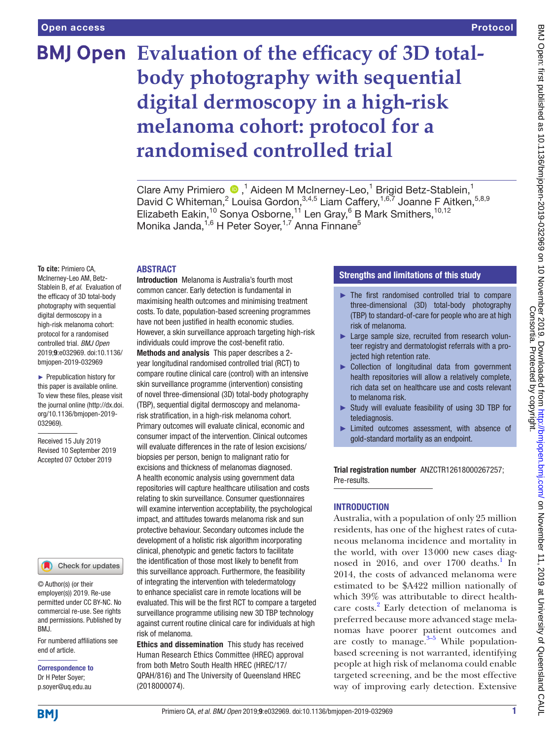Open access

Protocol

# Evaluation of the efficacy of 3D total-body photography with sequential digital dermoscopy in a high-risk melanoma cohort: protocol for a randomised controlled trial

Clare Amy Primiero,[1] Aideen M McInerney-Leo,[1] Brigid Betz-Stablein,[1] David C Whiteman,[2] Louisa Gordon,[3,4,5] Liam Caffery,[1,6,7] Joanne F Aitken,[5,8,9] Elizabeth Eakin,[10] Sonya Osborne,[11] Len Gray,[6] B Mark Smithers,[10,12] Monika Janda,[1,6] H Peter Soyer,[1,7] Anna Finnane[5]

**To cite:** Primiero CA, McInerney-Leo AM, Betz-Stablein B, *et al*. Evaluation of the efficacy of 3D total-body photography with sequential digital dermoscopy in a high-risk melanoma cohort: protocol for a randomised controlled trial. *BMJ Open* 2019;**9**:e032969. doi:10.1136/bmjopen-2019-032969

► Prepublication history for this paper is available online. To view these files, please visit the journal online (http://dx.doi.org/10.1136/bmjopen-2019-032969).

Received 15 July 2019
Revised 10 September 2019
Accepted 07 October 2019

© Author(s) (or their employer(s)) 2019. Re-use permitted under CC BY-NC. No commercial re-use. See rights and permissions. Published by BMJ.

For numbered affiliations see end of article.

**Correspondence to**
Dr H Peter Soyer;
p.soyer@uq.edu.au

## ABSTRACT

**Introduction** Melanoma is Australia's fourth most common cancer. Early detection is fundamental in maximising health outcomes and minimising treatment costs. To date, population-based screening programmes have not been justified in health economic studies. However, a skin surveillance approach targeting high-risk individuals could improve the cost-benefit ratio.

**Methods and analysis** This paper describes a 2-year longitudinal randomised controlled trial (RCT) to compare routine clinical care (control) with an intensive skin surveillance programme (intervention) consisting of novel three-dimensional (3D) total-body photography (TBP), sequential digital dermoscopy and melanoma-risk stratification, in a high-risk melanoma cohort. Primary outcomes will evaluate clinical, economic and consumer impact of the intervention. Clinical outcomes will evaluate differences in the rate of lesion excisions/biopsies per person, benign to malignant ratio for excisions and thickness of melanomas diagnosed. A health economic analysis using government data repositories will capture healthcare utilisation and costs relating to skin surveillance. Consumer questionnaires will examine intervention acceptability, the psychological impact, and attitudes towards melanoma risk and sun protective behaviour. Secondary outcomes include the development of a holistic risk algorithm incorporating clinical, phenotypic and genetic factors to facilitate the identification of those most likely to benefit from this surveillance approach. Furthermore, the feasibility of integrating the intervention with teledermatology to enhance specialist care in remote locations will be evaluated. This will be the first RCT to compare a targeted surveillance programme utilising new 3D TBP technology against current routine clinical care for individuals at high risk of melanoma.

**Ethics and dissemination** This study has received Human Research Ethics Committee (HREC) approval from both Metro South Health HREC (HREC/17/QPAH/816) and The University of Queensland HREC (2018000074).

## Strengths and limitations of this study

- ► The first randomised controlled trial to compare three-dimensional (3D) total-body photography (TBP) to standard-of-care for people who are at high risk of melanoma.
- ► Large sample size, recruited from research volunteer registry and dermatologist referrals with a projected high retention rate.
- ► Collection of longitudinal data from government health repositories will allow a relatively complete, rich data set on healthcare use and costs relevant to melanoma risk.
- ► Study will evaluate feasibility of using 3D TBP for telediagnosis.
- ► Limited outcomes assessment, with absence of gold-standard mortality as an endpoint.

**Trial registration number** ANZCTR12618000267257; Pre-results.

## INTRODUCTION

Australia, with a population of only 25 million residents, has one of the highest rates of cutaneous melanoma incidence and mortality in the world, with over 13 000 new cases diagnosed in 2016, and over 1700 deaths.[1] In 2014, the costs of advanced melanoma were estimated to be $A422 million nationally of which 39% was attributable to direct healthcare costs.[2] Early detection of melanoma is preferred because more advanced stage melanomas have poorer patient outcomes and are costly to manage.[3–5] While population-based screening is not warranted, identifying people at high risk of melanoma could enable targeted screening, and be the most effective way of improving early detection. Extensive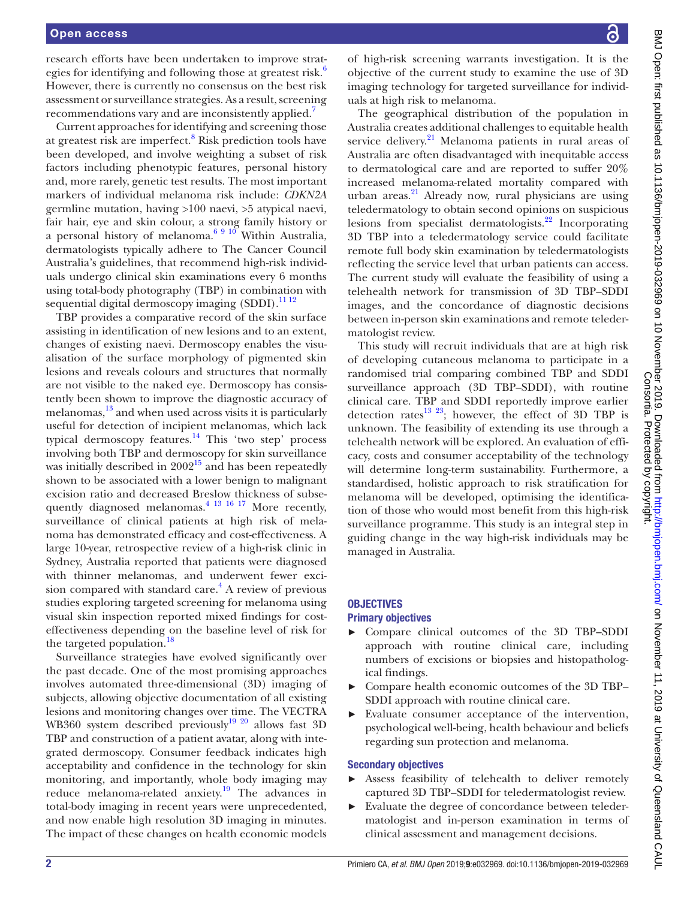research efforts have been undertaken to improve strategies for identifying and following those at greatest risk.[6] However, there is currently no consensus on the best risk assessment or surveillance strategies. As a result, screening recommendations vary and are inconsistently applied.[7]

Current approaches for identifying and screening those at greatest risk are imperfect.[8] Risk prediction tools have been developed, and involve weighting a subset of risk factors including phenotypic features, personal history and, more rarely, genetic test results. The most important markers of individual melanoma risk include: *CDKN2A* germline mutation, having >100 naevi, >5 atypical naevi, fair hair, eye and skin colour, a strong family history or a personal history of melanoma.[6 9 10] Within Australia, dermatologists typically adhere to The Cancer Council Australia's guidelines, that recommend high-risk individuals undergo clinical skin examinations every 6 months using total-body photography (TBP) in combination with sequential digital dermoscopy imaging (SDDI).[11 12]

TBP provides a comparative record of the skin surface assisting in identification of new lesions and to an extent, changes of existing naevi. Dermoscopy enables the visualisation of the surface morphology of pigmented skin lesions and reveals colours and structures that normally are not visible to the naked eye. Dermoscopy has consistently been shown to improve the diagnostic accuracy of melanomas,[13] and when used across visits it is particularly useful for detection of incipient melanomas, which lack typical dermoscopy features.[14] This 'two step' process involving both TBP and dermoscopy for skin surveillance was initially described in 2002[15] and has been repeatedly shown to be associated with a lower benign to malignant excision ratio and decreased Breslow thickness of subsequently diagnosed melanomas.[4 13 16 17] More recently, surveillance of clinical patients at high risk of melanoma has demonstrated efficacy and cost-effectiveness. A large 10-year, retrospective review of a high-risk clinic in Sydney, Australia reported that patients were diagnosed with thinner melanomas, and underwent fewer excision compared with standard care.[4] A review of previous studies exploring targeted screening for melanoma using visual skin inspection reported mixed findings for cost-effectiveness depending on the baseline level of risk for the targeted population.[18]

Surveillance strategies have evolved significantly over the past decade. One of the most promising approaches involves automated three-dimensional (3D) imaging of subjects, allowing objective documentation of all existing lesions and monitoring changes over time. The VECTRA WB360 system described previously[19 20] allows fast 3D TBP and construction of a patient avatar, along with integrated dermoscopy. Consumer feedback indicates high acceptability and confidence in the technology for skin monitoring, and importantly, whole body imaging may reduce melanoma-related anxiety.[19] The advances in total-body imaging in recent years were unprecedented, and now enable high resolution 3D imaging in minutes. The impact of these changes on health economic models of high-risk screening warrants investigation. It is the objective of the current study to examine the use of 3D imaging technology for targeted surveillance for individuals at high risk to melanoma.

The geographical distribution of the population in Australia creates additional challenges to equitable health service delivery.[21] Melanoma patients in rural areas of Australia are often disadvantaged with inequitable access to dermatological care and are reported to suffer 20% increased melanoma-related mortality compared with urban areas.[21] Already now, rural physicians are using teledermatology to obtain second opinions on suspicious lesions from specialist dermatologists.[22] Incorporating 3D TBP into a teledermatology service could facilitate remote full body skin examination by teledermatologists reflecting the service level that urban patients can access. The current study will evaluate the feasibility of using a telehealth network for transmission of 3D TBP–SDDI images, and the concordance of diagnostic decisions between in-person skin examinations and remote teledermatologist review.

This study will recruit individuals that are at high risk of developing cutaneous melanoma to participate in a randomised trial comparing combined TBP and SDDI surveillance approach (3D TBP–SDDI), with routine clinical care. TBP and SDDI reportedly improve earlier detection rates[13 23]; however, the effect of 3D TBP is unknown. The feasibility of extending its use through a telehealth network will be explored. An evaluation of efficacy, costs and consumer acceptability of the technology will determine long-term sustainability. Furthermore, a standardised, holistic approach to risk stratification for melanoma will be developed, optimising the identification of those who would most benefit from this high-risk surveillance programme. This study is an integral step in guiding change in the way high-risk individuals may be managed in Australia.

## OBJECTIVES

### Primary objectives

- Compare clinical outcomes of the 3D TBP–SDDI approach with routine clinical care, including numbers of excisions or biopsies and histopathological findings.
- Compare health economic outcomes of the 3D TBP–SDDI approach with routine clinical care.
- Evaluate consumer acceptance of the intervention, psychological well-being, health behaviour and beliefs regarding sun protection and melanoma.

### Secondary objectives

- Assess feasibility of telehealth to deliver remotely captured 3D TBP–SDDI for teledermatologist review.
- Evaluate the degree of concordance between teledermatologist and in-person examination in terms of clinical assessment and management decisions.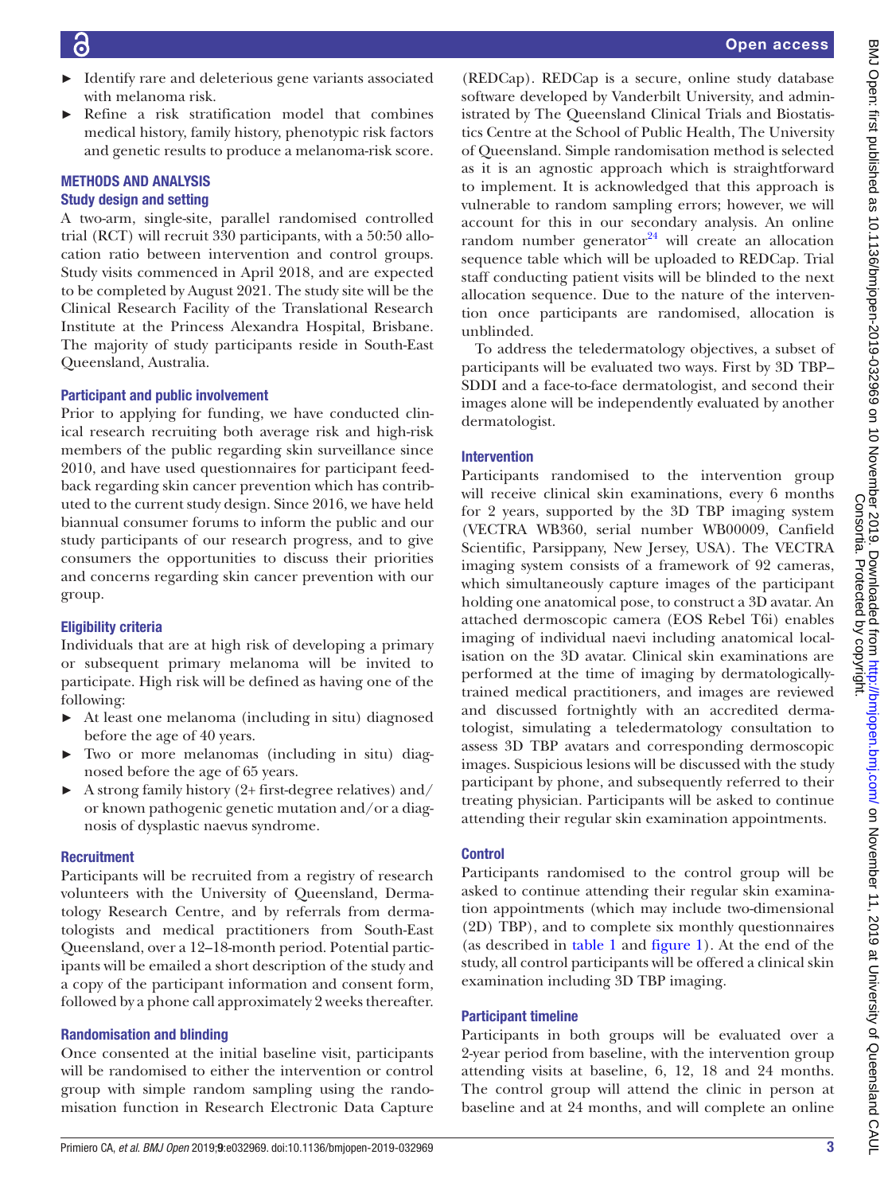- Identify rare and deleterious gene variants associated with melanoma risk.
- Refine a risk stratification model that combines medical history, family history, phenotypic risk factors and genetic results to produce a melanoma-risk score.

## METHODS AND ANALYSIS

### Study design and setting

A two-arm, single-site, parallel randomised controlled trial (RCT) will recruit 330 participants, with a 50:50 allocation ratio between intervention and control groups. Study visits commenced in April 2018, and are expected to be completed by August 2021. The study site will be the Clinical Research Facility of the Translational Research Institute at the Princess Alexandra Hospital, Brisbane. The majority of study participants reside in South-East Queensland, Australia.

### Participant and public involvement

Prior to applying for funding, we have conducted clinical research recruiting both average risk and high-risk members of the public regarding skin surveillance since 2010, and have used questionnaires for participant feedback regarding skin cancer prevention which has contributed to the current study design. Since 2016, we have held biannual consumer forums to inform the public and our study participants of our research progress, and to give consumers the opportunities to discuss their priorities and concerns regarding skin cancer prevention with our group.

### Eligibility criteria

Individuals that are at high risk of developing a primary or subsequent primary melanoma will be invited to participate. High risk will be defined as having one of the following:

- At least one melanoma (including in situ) diagnosed before the age of 40 years.
- Two or more melanomas (including in situ) diagnosed before the age of 65 years.
- A strong family history (2+ first-degree relatives) and/or known pathogenic genetic mutation and/or a diagnosis of dysplastic naevus syndrome.

### Recruitment

Participants will be recruited from a registry of research volunteers with the University of Queensland, Dermatology Research Centre, and by referrals from dermatologists and medical practitioners from South-East Queensland, over a 12–18-month period. Potential participants will be emailed a short description of the study and a copy of the participant information and consent form, followed by a phone call approximately 2 weeks thereafter.

### Randomisation and blinding

Once consented at the initial baseline visit, participants will be randomised to either the intervention or control group with simple random sampling using the randomisation function in Research Electronic Data Capture (REDCap). REDCap is a secure, online study database software developed by Vanderbilt University, and administrated by The Queensland Clinical Trials and Biostatistics Centre at the School of Public Health, The University of Queensland. Simple randomisation method is selected as it is an agnostic approach which is straightforward to implement. It is acknowledged that this approach is vulnerable to random sampling errors; however, we will account for this in our secondary analysis. An online random number generator[24] will create an allocation sequence table which will be uploaded to REDCap. Trial staff conducting patient visits will be blinded to the next allocation sequence. Due to the nature of the intervention once participants are randomised, allocation is unblinded.

To address the teledermatology objectives, a subset of participants will be evaluated two ways. First by 3D TBP–SDDI and a face-to-face dermatologist, and second their images alone will be independently evaluated by another dermatologist.

### Intervention

Participants randomised to the intervention group will receive clinical skin examinations, every 6 months for 2 years, supported by the 3D TBP imaging system (VECTRA WB360, serial number WB00009, Canfield Scientific, Parsippany, New Jersey, USA). The VECTRA imaging system consists of a framework of 92 cameras, which simultaneously capture images of the participant holding one anatomical pose, to construct a 3D avatar. An attached dermoscopic camera (EOS Rebel T6i) enables imaging of individual naevi including anatomical localisation on the 3D avatar. Clinical skin examinations are performed at the time of imaging by dermatologically-trained medical practitioners, and images are reviewed and discussed fortnightly with an accredited dermatologist, simulating a teledermatology consultation to assess 3D TBP avatars and corresponding dermoscopic images. Suspicious lesions will be discussed with the study participant by phone, and subsequently referred to their treating physician. Participants will be asked to continue attending their regular skin examination appointments.

### Control

Participants randomised to the control group will be asked to continue attending their regular skin examination appointments (which may include two-dimensional (2D) TBP), and to complete six monthly questionnaires (as described in table 1 and figure 1). At the end of the study, all control participants will be offered a clinical skin examination including 3D TBP imaging.

### Participant timeline

Participants in both groups will be evaluated over a 2-year period from baseline, with the intervention group attending visits at baseline, 6, 12, 18 and 24 months. The control group will attend the clinic in person at baseline and at 24 months, and will complete an online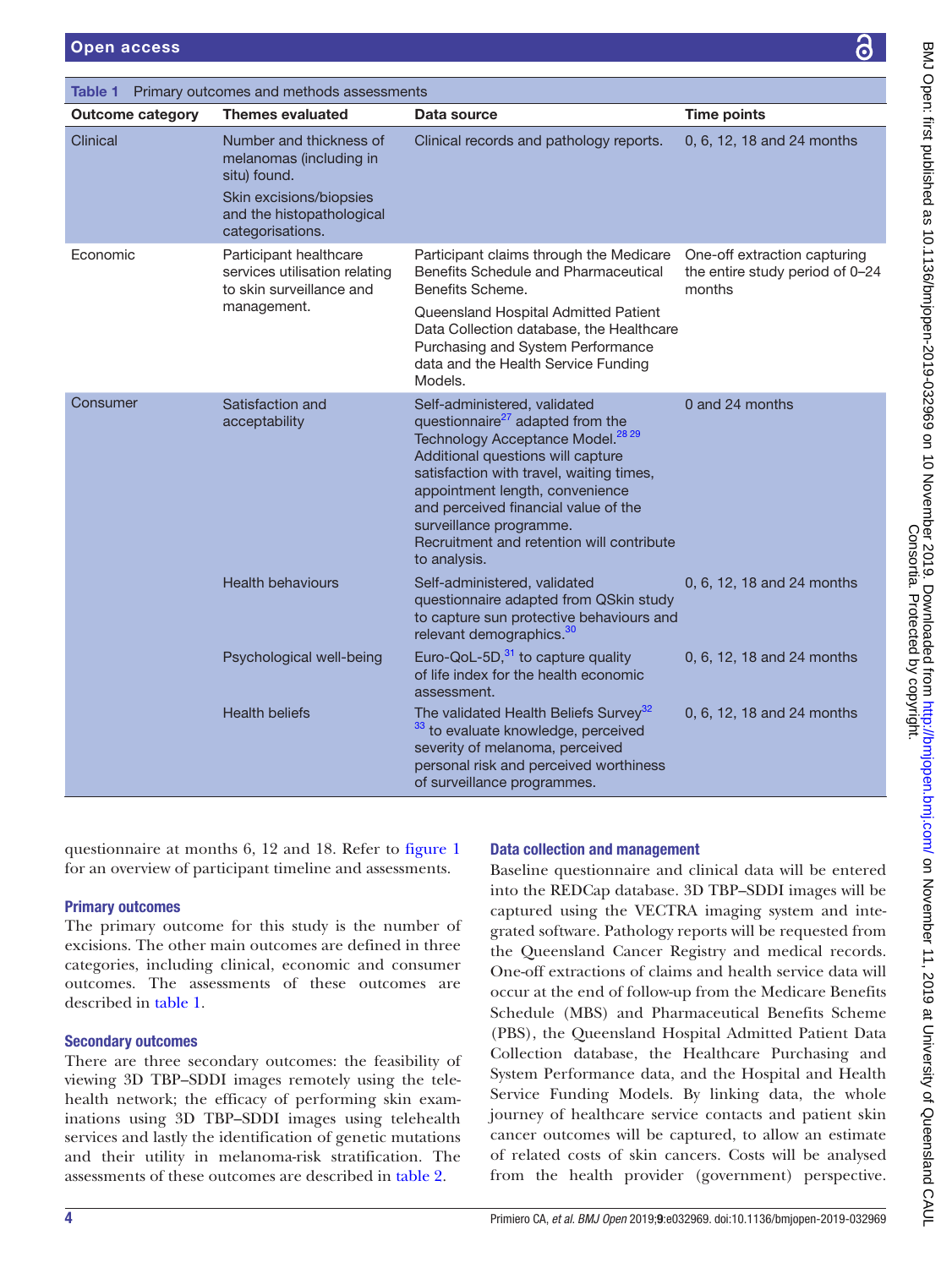Table 1 Primary outcomes and methods assessments

| Outcome category | Themes evaluated | Data source | Time points |
|---|---|---|---|
| Clinical | Number and thickness of melanomas (including in situ) found. Skin excisions/biopsies and the histopathological categorisations. | Clinical records and pathology reports. | 0, 6, 12, 18 and 24 months |
| Economic | Participant healthcare services utilisation relating to skin surveillance and management. | Participant claims through the Medicare Benefits Schedule and Pharmaceutical Benefits Scheme. Queensland Hospital Admitted Patient Data Collection database, the Healthcare Purchasing and System Performance data and the Health Service Funding Models. | One-off extraction capturing the entire study period of 0–24 months |
| Consumer | Satisfaction and acceptability | Self-administered, validated questionnaire[27] adapted from the Technology Acceptance Model.[28 29] Additional questions will capture satisfaction with travel, waiting times, appointment length, convenience and perceived financial value of the surveillance programme. Recruitment and retention will contribute to analysis. | 0 and 24 months |
| | Health behaviours | Self-administered, validated questionnaire adapted from QSkin study to capture sun protective behaviours and relevant demographics.[30] | 0, 6, 12, 18 and 24 months |
| | Psychological well-being | Euro-QoL-5D,[31] to capture quality of life index for the health economic assessment. | 0, 6, 12, 18 and 24 months |
| | Health beliefs | The validated Health Beliefs Survey[32 33] to evaluate knowledge, perceived severity of melanoma, perceived personal risk and perceived worthiness of surveillance programmes. | 0, 6, 12, 18 and 24 months |

questionnaire at months 6, 12 and 18. Refer to figure 1 for an overview of participant timeline and assessments.

### Primary outcomes

The primary outcome for this study is the number of excisions. The other main outcomes are defined in three categories, including clinical, economic and consumer outcomes. The assessments of these outcomes are described in table 1.

### Secondary outcomes

There are three secondary outcomes: the feasibility of viewing 3D TBP–SDDI images remotely using the telehealth network; the efficacy of performing skin examinations using 3D TBP–SDDI images using telehealth services and lastly the identification of genetic mutations and their utility in melanoma-risk stratification. The assessments of these outcomes are described in table 2.

### Data collection and management

Baseline questionnaire and clinical data will be entered into the REDCap database. 3D TBP–SDDI images will be captured using the VECTRA imaging system and integrated software. Pathology reports will be requested from the Queensland Cancer Registry and medical records. One-off extractions of claims and health service data will occur at the end of follow-up from the Medicare Benefits Schedule (MBS) and Pharmaceutical Benefits Scheme (PBS), the Queensland Hospital Admitted Patient Data Collection database, the Healthcare Purchasing and System Performance data, and the Hospital and Health Service Funding Models. By linking data, the whole journey of healthcare service contacts and patient skin cancer outcomes will be captured, to allow an estimate of related costs of skin cancers. Costs will be analysed from the health provider (government) perspective.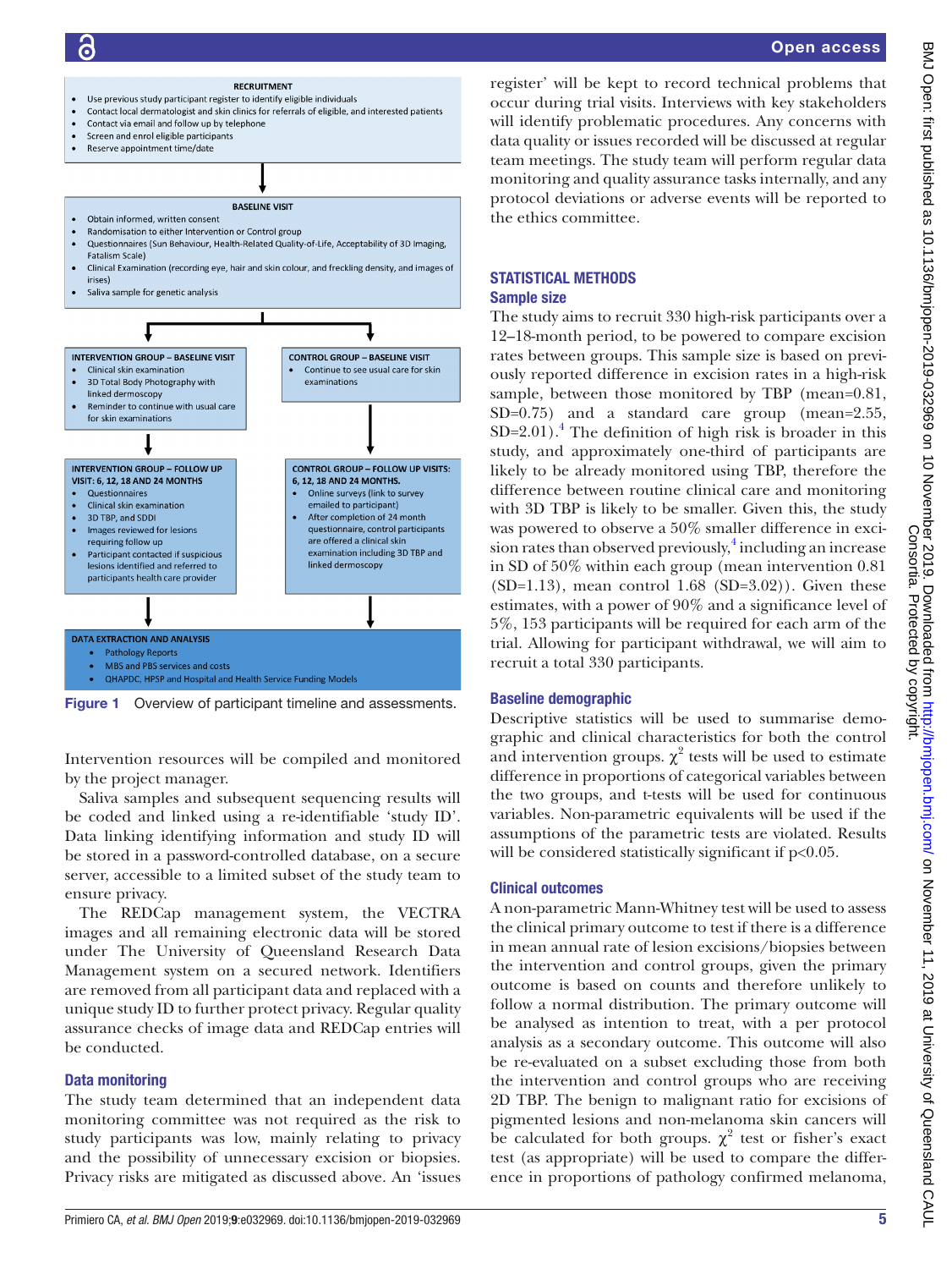RECRUITMENT

- Use previous study participant register to identify eligible individuals
- Contact local dermatologist and skin clinics for referrals of eligible, and interested patients
- Contact via email and follow up by telephone
- Screen and enrol eligible participants
- Reserve appointment time/date

BASELINE VISIT

- Obtain informed, written consent
- Randomisation to either Intervention or Control group
- Questionnaires (Sun Behaviour, Health-Related Quality-of-Life, Acceptability of 3D Imaging, Fatalism Scale)
- Clinical Examination (recording eye, hair and skin colour, and freckling density, and images of irises)
- Saliva sample for genetic analysis

INTERVENTION GROUP – BASELINE VISIT

- Clinical skin examination
- 3D Total Body Photography with linked dermoscopy
- Reminder to continue with usual care for skin examinations

CONTROL GROUP – BASELINE VISIT

- Continue to see usual care for skin examinations

INTERVENTION GROUP – FOLLOW UP VISIT: 6, 12, 18 AND 24 MONTHS

- Questionnaires
- Clinical skin examination
- 3D TBP, and SDDI
- Images reviewed for lesions requiring follow up
- Participant contacted if suspicious lesions identified and referred to participants health care provider

CONTROL GROUP – FOLLOW UP VISITS: 6, 12, 18 AND 24 MONTHS.

- Online surveys (link to survey emailed to participant)
- After completion of 24 month questionnaire, control participants are offered a clinical skin examination including 3D TBP and linked dermoscopy

DATA EXTRACTION AND ANALYSIS

- Pathology Reports
- MBS and PBS services and costs
- QHAPDC, HPSP and Hospital and Health Service Funding Models

Figure 1 Overview of participant timeline and assessments.

Intervention resources will be compiled and monitored by the project manager.

Saliva samples and subsequent sequencing results will be coded and linked using a re-identifiable 'study ID'. Data linking identifying information and study ID will be stored in a password-controlled database, on a secure server, accessible to a limited subset of the study team to ensure privacy.

The REDCap management system, the VECTRA images and all remaining electronic data will be stored under The University of Queensland Research Data Management system on a secured network. Identifiers are removed from all participant data and replaced with a unique study ID to further protect privacy. Regular quality assurance checks of image data and REDCap entries will be conducted.

### Data monitoring

The study team determined that an independent data monitoring committee was not required as the risk to study participants was low, mainly relating to privacy and the possibility of unnecessary excision or biopsies. Privacy risks are mitigated as discussed above. An 'issues register' will be kept to record technical problems that occur during trial visits. Interviews with key stakeholders will identify problematic procedures. Any concerns with data quality or issues recorded will be discussed at regular team meetings. The study team will perform regular data monitoring and quality assurance tasks internally, and any protocol deviations or adverse events will be reported to the ethics committee.

## STATISTICAL METHODS

### Sample size

The study aims to recruit 330 high-risk participants over a 12–18-month period, to be powered to compare excision rates between groups. This sample size is based on previously reported difference in excision rates in a high-risk sample, between those monitored by TBP (mean=0.81, SD=0.75) and a standard care group (mean=2.55, SD=2.01).[4] The definition of high risk is broader in this study, and approximately one-third of participants are likely to be already monitored using TBP, therefore the difference between routine clinical care and monitoring with 3D TBP is likely to be smaller. Given this, the study was powered to observe a 50% smaller difference in excision rates than observed previously,[4] including an increase in SD of 50% within each group (mean intervention 0.81 (SD=1.13), mean control 1.68 (SD=3.02)). Given these estimates, with a power of 90% and a significance level of 5%, 153 participants will be required for each arm of the trial. Allowing for participant withdrawal, we will aim to recruit a total 330 participants.

### Baseline demographic

Descriptive statistics will be used to summarise demographic and clinical characteristics for both the control and intervention groups. $\chi^2$ tests will be used to estimate difference in proportions of categorical variables between the two groups, and t-tests will be used for continuous variables. Non-parametric equivalents will be used if the assumptions of the parametric tests are violated. Results will be considered statistically significant if $p<0.05$.

### Clinical outcomes

A non-parametric Mann-Whitney test will be used to assess the clinical primary outcome to test if there is a difference in mean annual rate of lesion excisions/biopsies between the intervention and control groups, given the primary outcome is based on counts and therefore unlikely to follow a normal distribution. The primary outcome will be analysed as intention to treat, with a per protocol analysis as a secondary outcome. This outcome will also be re-evaluated on a subset excluding those from both the intervention and control groups who are receiving 2D TBP. The benign to malignant ratio for excisions of pigmented lesions and non-melanoma skin cancers will be calculated for both groups. $\chi^2$ test or fisher's exact test (as appropriate) will be used to compare the difference in proportions of pathology confirmed melanoma,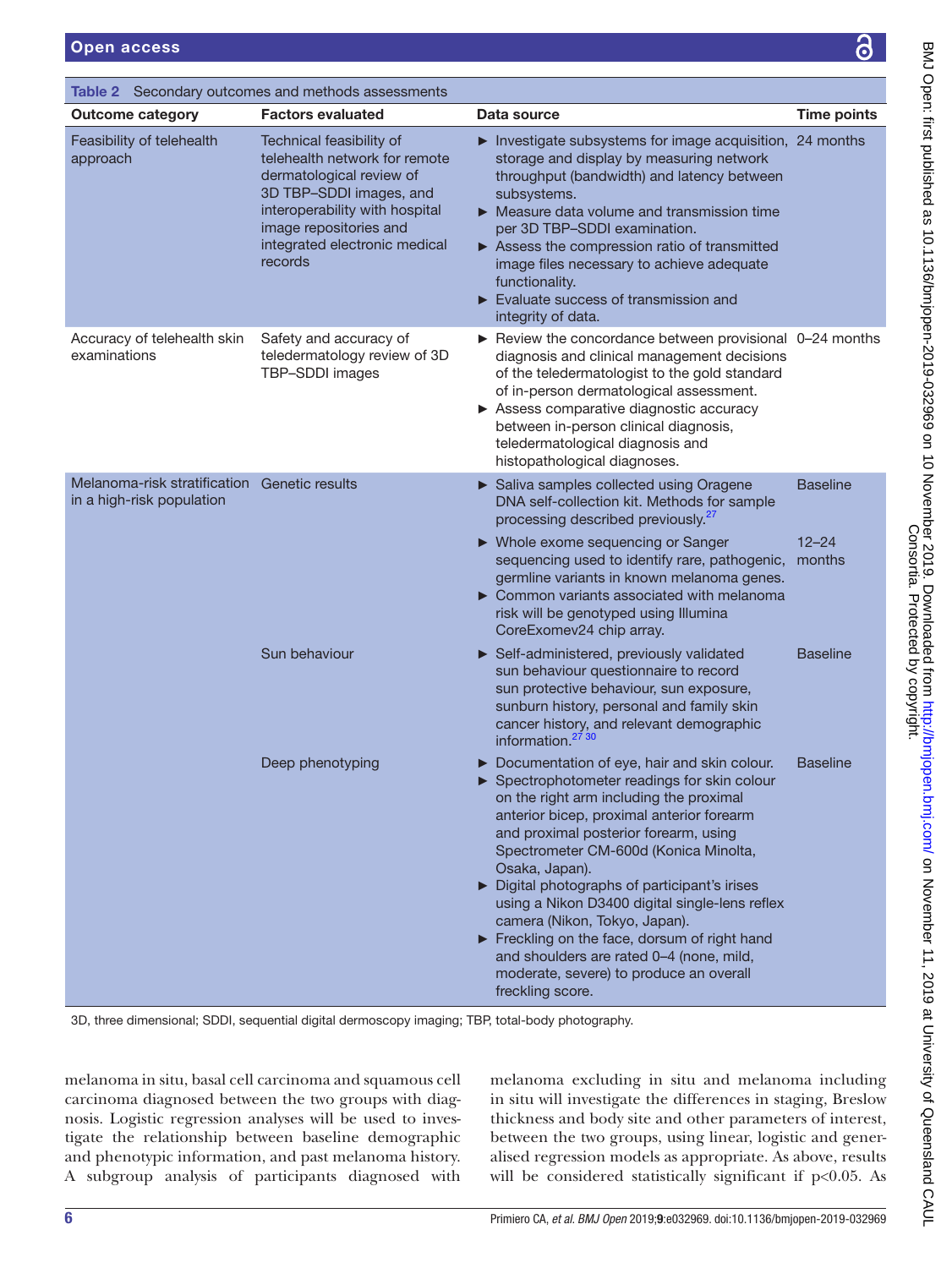**Table 2** Secondary outcomes and methods assessments

| Outcome category | Factors evaluated | Data source | Time points |
|---|---|---|---|
| Feasibility of telehealth approach | Technical feasibility of telehealth network for remote dermatological review of 3D TBP–SDDI images, and interoperability with hospital image repositories and integrated electronic medical records | ► Investigate subsystems for image acquisition, storage and display by measuring network throughput (bandwidth) and latency between subsystems.<br>► Measure data volume and transmission time per 3D TBP–SDDI examination.<br>► Assess the compression ratio of transmitted image files necessary to achieve adequate functionality.<br>► Evaluate success of transmission and integrity of data. | 24 months |
| Accuracy of telehealth skin examinations | Safety and accuracy of teledermatology review of 3D TBP–SDDI images | ► Review the concordance between provisional diagnosis and clinical management decisions of the teledermatologist to the gold standard of in-person dermatological assessment.<br>► Assess comparative diagnostic accuracy between in-person clinical diagnosis, teledermatological diagnosis and histopathological diagnoses. | 0–24 months |
| Melanoma-risk stratification in a high-risk population | Genetic results | ► Saliva samples collected using Oragene DNA self-collection kit. Methods for sample processing described previously.[27] | Baseline |
| | | ► Whole exome sequencing or Sanger sequencing used to identify rare, pathogenic, germline variants in known melanoma genes.<br>► Common variants associated with melanoma risk will be genotyped using Illumina CoreExomev24 chip array. | 12–24 months |
| | Sun behaviour | ► Self-administered, previously validated sun behaviour questionnaire to record sun protective behaviour, sun exposure, sunburn history, personal and family skin cancer history, and relevant demographic information.[27 30] | Baseline |
| | Deep phenotyping | ► Documentation of eye, hair and skin colour.<br>► Spectrophotometer readings for skin colour on the right arm including the proximal anterior bicep, proximal anterior forearm and proximal posterior forearm, using Spectrometer CM-600d (Konica Minolta, Osaka, Japan).<br>► Digital photographs of participant's irises using a Nikon D3400 digital single-lens reflex camera (Nikon, Tokyo, Japan).<br>► Freckling on the face, dorsum of right hand and shoulders are rated 0–4 (none, mild, moderate, severe) to produce an overall freckling score. | Baseline |

3D, three dimensional; SDDI, sequential digital dermoscopy imaging; TBP, total-body photography.

melanoma in situ, basal cell carcinoma and squamous cell carcinoma diagnosed between the two groups with diagnosis. Logistic regression analyses will be used to investigate the relationship between baseline demographic and phenotypic information, and past melanoma history. A subgroup analysis of participants diagnosed with melanoma excluding in situ and melanoma including in situ will investigate the differences in staging, Breslow thickness and body site and other parameters of interest, between the two groups, using linear, logistic and generalised regression models as appropriate. As above, results will be considered statistically significant if $p<0.05$. As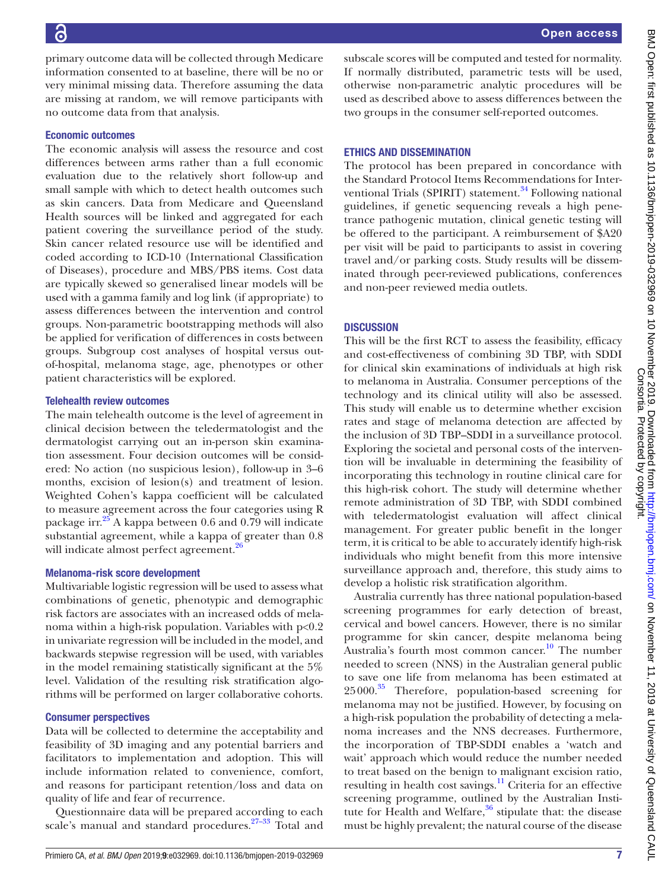primary outcome data will be collected through Medicare information consented to at baseline, there will be no or very minimal missing data. Therefore assuming the data are missing at random, we will remove participants with no outcome data from that analysis.

### Economic outcomes

The economic analysis will assess the resource and cost differences between arms rather than a full economic evaluation due to the relatively short follow-up and small sample with which to detect health outcomes such as skin cancers. Data from Medicare and Queensland Health sources will be linked and aggregated for each patient covering the surveillance period of the study. Skin cancer related resource use will be identified and coded according to ICD-10 (International Classification of Diseases), procedure and MBS/PBS items. Cost data are typically skewed so generalised linear models will be used with a gamma family and log link (if appropriate) to assess differences between the intervention and control groups. Non-parametric bootstrapping methods will also be applied for verification of differences in costs between groups. Subgroup cost analyses of hospital versus out-of-hospital, melanoma stage, age, phenotypes or other patient characteristics will be explored.

### Telehealth review outcomes

The main telehealth outcome is the level of agreement in clinical decision between the teledermatologist and the dermatologist carrying out an in-person skin examination assessment. Four decision outcomes will be considered: No action (no suspicious lesion), follow-up in 3–6 months, excision of lesion(s) and treatment of lesion. Weighted Cohen's kappa coefficient will be calculated to measure agreement across the four categories using R package irr.[25] A kappa between 0.6 and 0.79 will indicate substantial agreement, while a kappa of greater than 0.8 will indicate almost perfect agreement.[26]

### Melanoma-risk score development

Multivariable logistic regression will be used to assess what combinations of genetic, phenotypic and demographic risk factors are associates with an increased odds of melanoma within a high-risk population. Variables with $p<0.2$ in univariate regression will be included in the model, and backwards stepwise regression will be used, with variables in the model remaining statistically significant at the 5% level. Validation of the resulting risk stratification algorithms will be performed on larger collaborative cohorts.

### Consumer perspectives

Data will be collected to determine the acceptability and feasibility of 3D imaging and any potential barriers and facilitators to implementation and adoption. This will include information related to convenience, comfort, and reasons for participant retention/loss and data on quality of life and fear of recurrence.

Questionnaire data will be prepared according to each scale's manual and standard procedures.[27–33] Total and subscale scores will be computed and tested for normality. If normally distributed, parametric tests will be used, otherwise non-parametric analytic procedures will be used as described above to assess differences between the two groups in the consumer self-reported outcomes.

## ETHICS AND DISSEMINATION

The protocol has been prepared in concordance with the Standard Protocol Items Recommendations for Interventional Trials (SPIRIT) statement.[34] Following national guidelines, if genetic sequencing reveals a high penetrance pathogenic mutation, clinical genetic testing will be offered to the participant. A reimbursement of $A20 per visit will be paid to participants to assist in covering travel and/or parking costs. Study results will be disseminated through peer-reviewed publications, conferences and non-peer reviewed media outlets.

## DISCUSSION

This will be the first RCT to assess the feasibility, efficacy and cost-effectiveness of combining 3D TBP, with SDDI for clinical skin examinations of individuals at high risk to melanoma in Australia. Consumer perceptions of the technology and its clinical utility will also be assessed. This study will enable us to determine whether excision rates and stage of melanoma detection are affected by the inclusion of 3D TBP–SDDI in a surveillance protocol. Exploring the societal and personal costs of the intervention will be invaluable in determining the feasibility of incorporating this technology in routine clinical care for this high-risk cohort. The study will determine whether remote administration of 3D TBP, with SDDI combined with teledermatologist evaluation will affect clinical management. For greater public benefit in the longer term, it is critical to be able to accurately identify high-risk individuals who might benefit from this more intensive surveillance approach and, therefore, this study aims to develop a holistic risk stratification algorithm.

Australia currently has three national population-based screening programmes for early detection of breast, cervical and bowel cancers. However, there is no similar programme for skin cancer, despite melanoma being Australia's fourth most common cancer.[10] The number needed to screen (NNS) in the Australian general public to save one life from melanoma has been estimated at 25 000.[35] Therefore, population-based screening for melanoma may not be justified. However, by focusing on a high-risk population the probability of detecting a melanoma increases and the NNS decreases. Furthermore, the incorporation of TBP-SDDI enables a 'watch and wait' approach which would reduce the number needed to treat based on the benign to malignant excision ratio, resulting in health cost savings.[11] Criteria for an effective screening programme, outlined by the Australian Institute for Health and Welfare,[36] stipulate that: the disease must be highly prevalent; the natural course of the disease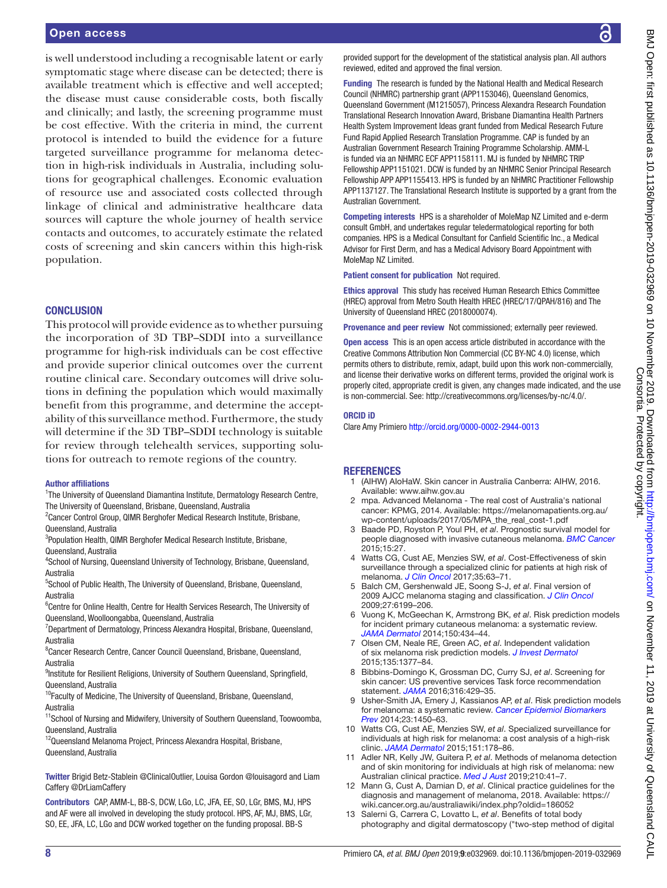is well understood including a recognisable latent or early symptomatic stage where disease can be detected; there is available treatment which is effective and well accepted; the disease must cause considerable costs, both fiscally and clinically; and lastly, the screening programme must be cost effective. With the criteria in mind, the current protocol is intended to build the evidence for a future targeted surveillance programme for melanoma detection in high-risk individuals in Australia, including solutions for geographical challenges. Economic evaluation of resource use and associated costs collected through linkage of clinical and administrative healthcare data sources will capture the whole journey of health service contacts and outcomes, to accurately estimate the related costs of screening and skin cancers within this high-risk population.

## CONCLUSION

This protocol will provide evidence as to whether pursuing the incorporation of 3D TBP–SDDI into a surveillance programme for high-risk individuals can be cost effective and provide superior clinical outcomes over the current routine clinical care. Secondary outcomes will drive solutions in defining the population which would maximally benefit from this programme, and determine the acceptability of this surveillance method. Furthermore, the study will determine if the 3D TBP–SDDI technology is suitable for review through telehealth services, supporting solutions for outreach to remote regions of the country.

**Author affiliations**

[1]The University of Queensland Diamantina Institute, Dermatology Research Centre, The University of Queensland, Brisbane, Queensland, Australia
[2]Cancer Control Group, QIMR Berghofer Medical Research Institute, Brisbane, Queensland, Australia
[3]Population Health, QIMR Berghofer Medical Research Institute, Brisbane, Queensland, Australia
[4]School of Nursing, Queensland University of Technology, Brisbane, Queensland, Australia
[5]School of Public Health, The University of Queensland, Brisbane, Queensland, Australia
[6]Centre for Online Health, Centre for Health Services Research, The University of Queensland, Woolloongabba, Queensland, Australia
[7]Department of Dermatology, Princess Alexandra Hospital, Brisbane, Queensland, Australia
[8]Cancer Research Centre, Cancer Council Queensland, Brisbane, Queensland, Australia
[9]Institute for Resilient Religions, University of Southern Queensland, Springfield, Queensland, Australia
[10]Faculty of Medicine, The University of Queensland, Brisbane, Queensland, Australia
[11]School of Nursing and Midwifery, University of Southern Queensland, Toowoomba, Queensland, Australia
[12]Queensland Melanoma Project, Princess Alexandra Hospital, Brisbane, Queensland, Australia

**Twitter** Brigid Betz-Stablein @ClinicalOutlier, Louisa Gordon @louisagord and Liam Caffery @DrLiamCaffery

**Contributors** CAP, AMM-L, BB-S, DCW, LGo, LC, JFA, EE, SO, LGr, BMS, MJ, HPS and AF were all involved in developing the study protocol. HPS, AF, MJ, BMS, LGr, SO, EE, JFA, LC, LGo and DCW worked together on the funding proposal. BB-S provided support for the development of the statistical analysis plan. All authors reviewed, edited and approved the final version.

**Funding** The research is funded by the National Health and Medical Research Council (NHMRC) partnership grant (APP1153046), Queensland Genomics, Queensland Government (M1215057), Princess Alexandra Research Foundation Translational Research Innovation Award, Brisbane Diamantina Health Partners Health System Improvement Ideas grant funded from Medical Research Future Fund Rapid Applied Research Translation Programme. CAP is funded by an Australian Government Research Training Programme Scholarship. AMM-L is funded via an NHMRC ECF APP1158111. MJ is funded by NHMRC TRIP Fellowship APP1151021. DCW is funded by an NHMRC Senior Principal Research Fellowship APP APP1155413. HPS is funded by an NHMRC Practitioner Fellowship APP1137127. The Translational Research Institute is supported by a grant from the Australian Government.

**Competing interests** HPS is a shareholder of MoleMap NZ Limited and e-derm consult GmbH, and undertakes regular teledermatological reporting for both companies. HPS is a Medical Consultant for Canfield Scientific Inc., a Medical Advisor for First Derm, and has a Medical Advisory Board Appointment with MoleMap NZ Limited.

**Patient consent for publication** Not required.

**Ethics approval** This study has received Human Research Ethics Committee (HREC) approval from Metro South Health HREC (HREC/17/QPAH/816) and The University of Queensland HREC (2018000074).

**Provenance and peer review** Not commissioned; externally peer reviewed.

**Open access** This is an open access article distributed in accordance with the Creative Commons Attribution Non Commercial (CC BY-NC 4.0) license, which permits others to distribute, remix, adapt, build upon this work non-commercially, and license their derivative works on different terms, provided the original work is properly cited, appropriate credit is given, any changes made indicated, and the use is non-commercial. See: http://creativecommons.org/licenses/by-nc/4.0/.

**ORCID iD**

Clare Amy Primiero http://orcid.org/0000-0002-2944-0013

## REFERENCES

1. (AIHW) AIoHaW. Skin cancer in Australia Canberra: AIHW, 2016. Available: www.aihw.gov.au
2. mpa. Advanced Melanoma - The real cost of Australia's national cancer: KPMG, 2014. Available: https://melanomapatients.org.au/wp-content/uploads/2017/05/MPA_the_real_cost-1.pdf
3. Baade PD, Royston P, Youl PH, *et al*. Prognostic survival model for people diagnosed with invasive cutaneous melanoma. *BMC Cancer* 2015;15:27.
4. Watts CG, Cust AE, Menzies SW, *et al*. Cost-Effectiveness of skin surveillance through a specialized clinic for patients at high risk of melanoma. *J Clin Oncol* 2017;35:63–71.
5. Balch CM, Gershenwald JE, Soong S-J, *et al*. Final version of 2009 AJCC melanoma staging and classification. *J Clin Oncol* 2009;27:6199–206.
6. Vuong K, McGeechan K, Armstrong BK, *et al*. Risk prediction models for incident primary cutaneous melanoma: a systematic review. *JAMA Dermatol* 2014;150:434–44.
7. Olsen CM, Neale RE, Green AC, *et al*. Independent validation of six melanoma risk prediction models. *J Invest Dermatol* 2015;135:1377–84.
8. Bibbins-Domingo K, Grossman DC, Curry SJ, *et al*. Screening for skin cancer: US preventive services Task force recommendation statement. *JAMA* 2016;316:429–35.
9. Usher-Smith JA, Emery J, Kassianos AP, *et al*. Risk prediction models for melanoma: a systematic review. *Cancer Epidemiol Biomarkers Prev* 2014;23:1450–63.
10. Watts CG, Cust AE, Menzies SW, *et al*. Specialized surveillance for individuals at high risk for melanoma: a cost analysis of a high-risk clinic. *JAMA Dermatol* 2015;151:178–86.
11. Adler NR, Kelly JW, Guitera P, *et al*. Methods of melanoma detection and of skin monitoring for individuals at high risk of melanoma: new Australian clinical practice. *Med J Aust* 2019;210:41–7.
12. Mann G, Cust A, Damian D, *et al*. Clinical practice guidelines for the diagnosis and management of melanoma, 2018. Available: https://wiki.cancer.org.au/australiawiki/index.php?oldid=186052
13. Salerni G, Carrera C, Lovatto L, *et al*. Benefits of total body photography and digital dermatoscopy ("two-step method of digital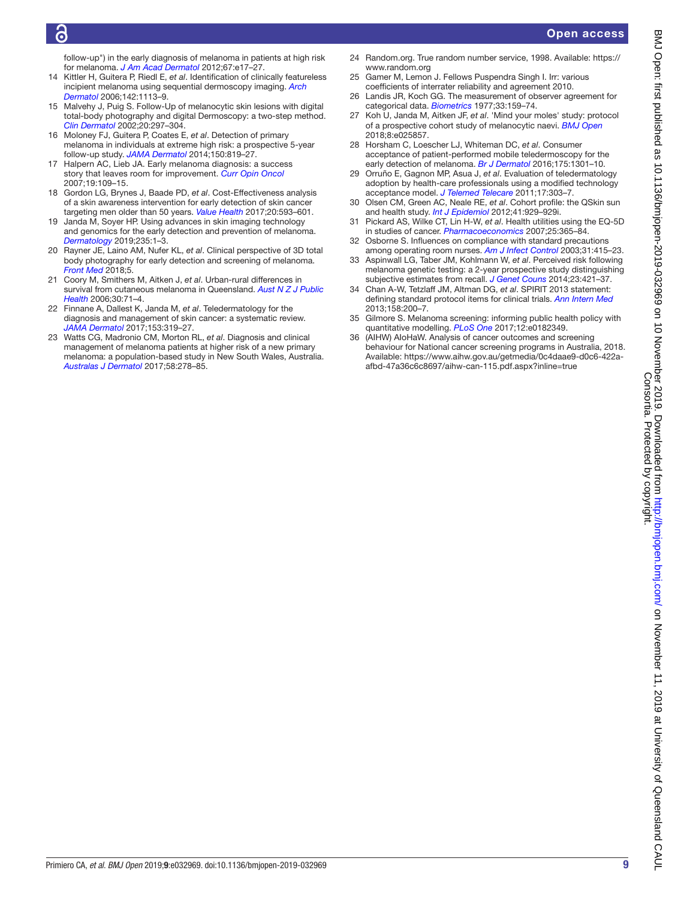follow-up") in the early diagnosis of melanoma in patients at high risk for melanoma. *J Am Acad Dermatol* 2012;67:e17–27.

14 Kittler H, Guitera P, Riedl E, *et al*. Identification of clinically featureless incipient melanoma using sequential dermoscopy imaging. *Arch Dermatol* 2006;142:1113–9.

15 Malvehy J, Puig S. Follow-Up of melanocytic skin lesions with digital total-body photography and digital Dermoscopy: a two-step method. *Clin Dermatol* 2002;20:297–304.

16 Moloney FJ, Guitera P, Coates E, *et al*. Detection of primary melanoma in individuals at extreme high risk: a prospective 5-year follow-up study. *JAMA Dermatol* 2014;150:819–27.

17 Halpern AC, Lieb JA. Early melanoma diagnosis: a success story that leaves room for improvement. *Curr Opin Oncol* 2007;19:109–15.

18 Gordon LG, Brynes J, Baade PD, *et al*. Cost-Effectiveness analysis of a skin awareness intervention for early detection of skin cancer targeting men older than 50 years. *Value Health* 2017;20:593–601.

19 Janda M, Soyer HP. Using advances in skin imaging technology and genomics for the early detection and prevention of melanoma. *Dermatology* 2019;235:1–3.

20 Rayner JE, Laino AM, Nufer KL, *et al*. Clinical perspective of 3D total body photography for early detection and screening of melanoma. *Front Med* 2018;5.

21 Coory M, Smithers M, Aitken J, *et al*. Urban-rural differences in survival from cutaneous melanoma in Queensland. *Aust N Z J Public Health* 2006;30:71–4.

22 Finnane A, Dallest K, Janda M, *et al*. Teledermatology for the diagnosis and management of skin cancer: a systematic review. *JAMA Dermatol* 2017;153:319–27.

23 Watts CG, Madronio CM, Morton RL, *et al*. Diagnosis and clinical management of melanoma patients at higher risk of a new primary melanoma: a population-based study in New South Wales, Australia. *Australas J Dermatol* 2017;58:278–85.

24 Random.org. True random number service, 1998. Available: https://www.random.org

25 Gamer M, Lemon J. Fellows Puspendra Singh I. Irr: various coefficients of interrater reliability and agreement 2010.

26 Landis JR, Koch GG. The measurement of observer agreement for categorical data. *Biometrics* 1977;33:159–74.

27 Koh U, Janda M, Aitken JF, *et al*. 'Mind your moles' study: protocol of a prospective cohort study of melanocytic naevi. *BMJ Open* 2018;8:e025857.

28 Horsham C, Loescher LJ, Whiteman DC, *et al*. Consumer acceptance of patient-performed mobile teledermoscopy for the early detection of melanoma. *Br J Dermatol* 2016;175:1301–10.

29 Orruño E, Gagnon MP, Asua J, *et al*. Evaluation of teledermatology adoption by health-care professionals using a modified technology acceptance model. *J Telemed Telecare* 2011;17:303–7.

30 Olsen CM, Green AC, Neale RE, *et al*. Cohort profile: the QSkin sun and health study. *Int J Epidemiol* 2012;41:929–929i.

31 Pickard AS, Wilke CT, Lin H-W, *et al*. Health utilities using the EQ-5D in studies of cancer. *Pharmacoeconomics* 2007;25:365–84.

32 Osborne S. Influences on compliance with standard precautions among operating room nurses. *Am J Infect Control* 2003;31:415–23.

33 Aspinwall LG, Taber JM, Kohlmann W, *et al*. Perceived risk following melanoma genetic testing: a 2-year prospective study distinguishing subjective estimates from recall. *J Genet Couns* 2014;23:421–37.

34 Chan A-W, Tetzlaff JM, Altman DG, *et al*. SPIRIT 2013 statement: defining standard protocol items for clinical trials. *Ann Intern Med* 2013;158:200–7.

35 Gilmore S. Melanoma screening: informing public health policy with quantitative modelling. *PLoS One* 2017;12:e0182349.

36 (AIHW) AIoHaW. Analysis of cancer outcomes and screening behaviour for National cancer screening programs in Australia, 2018. Available: https://www.aihw.gov.au/getmedia/0c4daae9-d0c6-422a-afbd-47a36c6c8697/aihw-can-115.pdf.aspx?inline=true